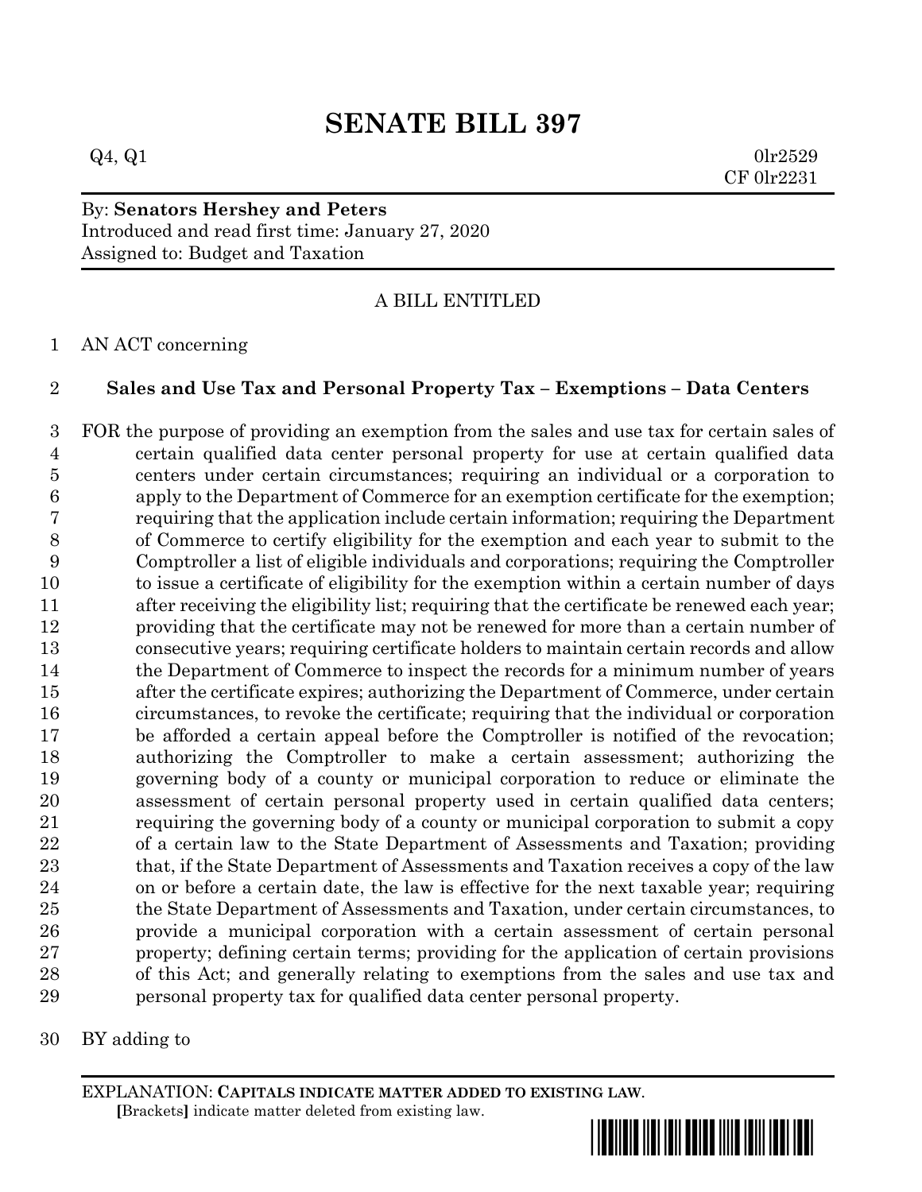# SENATE BILL 397

Q4, Q1 0lr2529
CF 0lr2231

By: **Senators Hershey and Peters**
Introduced and read first time: January 27, 2020
Assigned to: Budget and Taxation

A BILL ENTITLED

1 AN ACT concerning

2 **Sales and Use Tax and Personal Property Tax – Exemptions – Data Centers**

3 FOR the purpose of providing an exemption from the sales and use tax for certain sales of
4 certain qualified data center personal property for use at certain qualified data
5 centers under certain circumstances; requiring an individual or a corporation to
6 apply to the Department of Commerce for an exemption certificate for the exemption;
7 requiring that the application include certain information; requiring the Department
8 of Commerce to certify eligibility for the exemption and each year to submit to the
9 Comptroller a list of eligible individuals and corporations; requiring the Comptroller
10 to issue a certificate of eligibility for the exemption within a certain number of days
11 after receiving the eligibility list; requiring that the certificate be renewed each year;
12 providing that the certificate may not be renewed for more than a certain number of
13 consecutive years; requiring certificate holders to maintain certain records and allow
14 the Department of Commerce to inspect the records for a minimum number of years
15 after the certificate expires; authorizing the Department of Commerce, under certain
16 circumstances, to revoke the certificate; requiring that the individual or corporation
17 be afforded a certain appeal before the Comptroller is notified of the revocation;
18 authorizing the Comptroller to make a certain assessment; authorizing the
19 governing body of a county or municipal corporation to reduce or eliminate the
20 assessment of certain personal property used in certain qualified data centers;
21 requiring the governing body of a county or municipal corporation to submit a copy
22 of a certain law to the State Department of Assessments and Taxation; providing
23 that, if the State Department of Assessments and Taxation receives a copy of the law
24 on or before a certain date, the law is effective for the next taxable year; requiring
25 the State Department of Assessments and Taxation, under certain circumstances, to
26 provide a municipal corporation with a certain assessment of certain personal
27 property; defining certain terms; providing for the application of certain provisions
28 of this Act; and generally relating to exemptions from the sales and use tax and
29 personal property tax for qualified data center personal property.

30 BY adding to

EXPLANATION: **CAPITALS INDICATE MATTER ADDED TO EXISTING LAW**.
**[**Brackets**]** indicate matter deleted from existing law.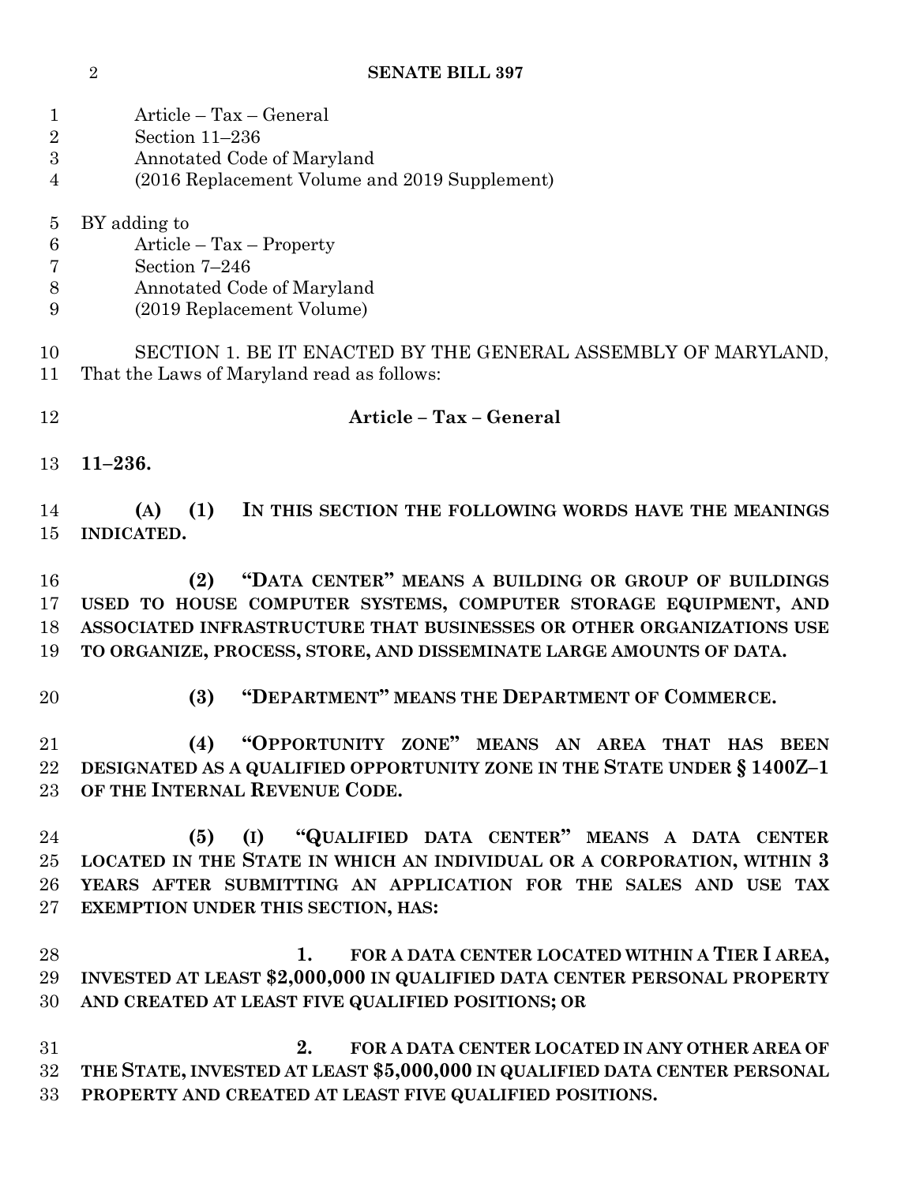Article – Tax – General
Section 11–236
Annotated Code of Maryland
(2016 Replacement Volume and 2019 Supplement)

BY adding to
Article – Tax – Property
Section 7–246
Annotated Code of Maryland
(2019 Replacement Volume)

SECTION 1. BE IT ENACTED BY THE GENERAL ASSEMBLY OF MARYLAND, That the Laws of Maryland read as follows:

**Article – Tax – General**

**11–236.**

**(A) (1) IN THIS SECTION THE FOLLOWING WORDS HAVE THE MEANINGS INDICATED.**

**(2) "DATA CENTER" MEANS A BUILDING OR GROUP OF BUILDINGS USED TO HOUSE COMPUTER SYSTEMS, COMPUTER STORAGE EQUIPMENT, AND ASSOCIATED INFRASTRUCTURE THAT BUSINESSES OR OTHER ORGANIZATIONS USE TO ORGANIZE, PROCESS, STORE, AND DISSEMINATE LARGE AMOUNTS OF DATA.**

**(3) "DEPARTMENT" MEANS THE DEPARTMENT OF COMMERCE.**

**(4) "OPPORTUNITY ZONE" MEANS AN AREA THAT HAS BEEN DESIGNATED AS A QUALIFIED OPPORTUNITY ZONE IN THE STATE UNDER § 1400Z–1 OF THE INTERNAL REVENUE CODE.**

**(5) (I) "QUALIFIED DATA CENTER" MEANS A DATA CENTER LOCATED IN THE STATE IN WHICH AN INDIVIDUAL OR A CORPORATION, WITHIN 3 YEARS AFTER SUBMITTING AN APPLICATION FOR THE SALES AND USE TAX EXEMPTION UNDER THIS SECTION, HAS:**

**1. FOR A DATA CENTER LOCATED WITHIN A TIER I AREA, INVESTED AT LEAST $2,000,000 IN QUALIFIED DATA CENTER PERSONAL PROPERTY AND CREATED AT LEAST FIVE QUALIFIED POSITIONS; OR**

**2. FOR A DATA CENTER LOCATED IN ANY OTHER AREA OF THE STATE, INVESTED AT LEAST $5,000,000 IN QUALIFIED DATA CENTER PERSONAL PROPERTY AND CREATED AT LEAST FIVE QUALIFIED POSITIONS.**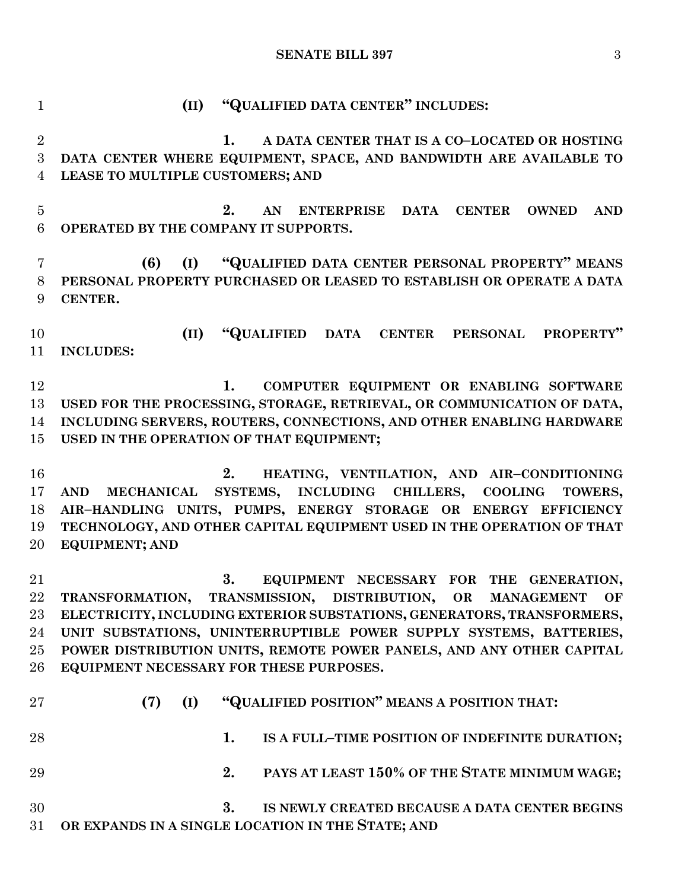**(II) "QUALIFIED DATA CENTER" INCLUDES:**

**1. A DATA CENTER THAT IS A CO–LOCATED OR HOSTING DATA CENTER WHERE EQUIPMENT, SPACE, AND BANDWIDTH ARE AVAILABLE TO LEASE TO MULTIPLE CUSTOMERS; AND**

**2. AN ENTERPRISE DATA CENTER OWNED AND OPERATED BY THE COMPANY IT SUPPORTS.**

**(6) (I) "QUALIFIED DATA CENTER PERSONAL PROPERTY" MEANS PERSONAL PROPERTY PURCHASED OR LEASED TO ESTABLISH OR OPERATE A DATA CENTER.**

**(II) "QUALIFIED DATA CENTER PERSONAL PROPERTY" INCLUDES:**

**1. COMPUTER EQUIPMENT OR ENABLING SOFTWARE USED FOR THE PROCESSING, STORAGE, RETRIEVAL, OR COMMUNICATION OF DATA, INCLUDING SERVERS, ROUTERS, CONNECTIONS, AND OTHER ENABLING HARDWARE USED IN THE OPERATION OF THAT EQUIPMENT;**

**2. HEATING, VENTILATION, AND AIR–CONDITIONING AND MECHANICAL SYSTEMS, INCLUDING CHILLERS, COOLING TOWERS, AIR–HANDLING UNITS, PUMPS, ENERGY STORAGE OR ENERGY EFFICIENCY TECHNOLOGY, AND OTHER CAPITAL EQUIPMENT USED IN THE OPERATION OF THAT EQUIPMENT; AND**

**3. EQUIPMENT NECESSARY FOR THE GENERATION, TRANSFORMATION, TRANSMISSION, DISTRIBUTION, OR MANAGEMENT OF ELECTRICITY, INCLUDING EXTERIOR SUBSTATIONS, GENERATORS, TRANSFORMERS, UNIT SUBSTATIONS, UNINTERRUPTIBLE POWER SUPPLY SYSTEMS, BATTERIES, POWER DISTRIBUTION UNITS, REMOTE POWER PANELS, AND ANY OTHER CAPITAL EQUIPMENT NECESSARY FOR THESE PURPOSES.**

**(7) (I) "QUALIFIED POSITION" MEANS A POSITION THAT:**

**1. IS A FULL–TIME POSITION OF INDEFINITE DURATION;**

**2. PAYS AT LEAST 150% OF THE STATE MINIMUM WAGE;**

**3. IS NEWLY CREATED BECAUSE A DATA CENTER BEGINS OR EXPANDS IN A SINGLE LOCATION IN THE STATE; AND**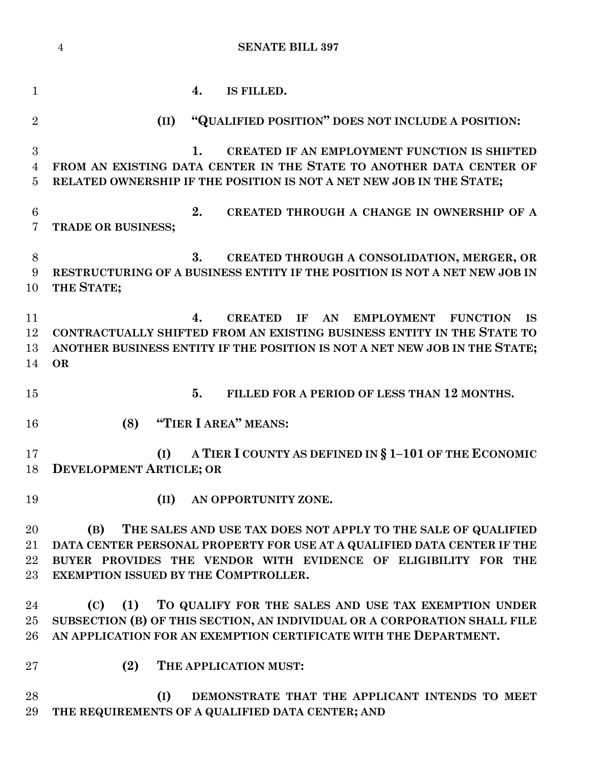**4. IS FILLED.**

**(II) "QUALIFIED POSITION" DOES NOT INCLUDE A POSITION:**

**1. CREATED IF AN EMPLOYMENT FUNCTION IS SHIFTED FROM AN EXISTING DATA CENTER IN THE STATE TO ANOTHER DATA CENTER OF RELATED OWNERSHIP IF THE POSITION IS NOT A NET NEW JOB IN THE STATE;**

**2. CREATED THROUGH A CHANGE IN OWNERSHIP OF A TRADE OR BUSINESS;**

**3. CREATED THROUGH A CONSOLIDATION, MERGER, OR RESTRUCTURING OF A BUSINESS ENTITY IF THE POSITION IS NOT A NET NEW JOB IN THE STATE;**

**4. CREATED IF AN EMPLOYMENT FUNCTION IS CONTRACTUALLY SHIFTED FROM AN EXISTING BUSINESS ENTITY IN THE STATE TO ANOTHER BUSINESS ENTITY IF THE POSITION IS NOT A NET NEW JOB IN THE STATE; OR**

**5. FILLED FOR A PERIOD OF LESS THAN 12 MONTHS.**

**(8) "TIER I AREA" MEANS:**

**(I) A TIER I COUNTY AS DEFINED IN § 1–101 OF THE ECONOMIC DEVELOPMENT ARTICLE; OR**

**(II) AN OPPORTUNITY ZONE.**

**(B) THE SALES AND USE TAX DOES NOT APPLY TO THE SALE OF QUALIFIED DATA CENTER PERSONAL PROPERTY FOR USE AT A QUALIFIED DATA CENTER IF THE BUYER PROVIDES THE VENDOR WITH EVIDENCE OF ELIGIBILITY FOR THE EXEMPTION ISSUED BY THE COMPTROLLER.**

**(C) (1) TO QUALIFY FOR THE SALES AND USE TAX EXEMPTION UNDER SUBSECTION (B) OF THIS SECTION, AN INDIVIDUAL OR A CORPORATION SHALL FILE AN APPLICATION FOR AN EXEMPTION CERTIFICATE WITH THE DEPARTMENT.**

**(2) THE APPLICATION MUST:**

**(I) DEMONSTRATE THAT THE APPLICANT INTENDS TO MEET THE REQUIREMENTS OF A QUALIFIED DATA CENTER; AND**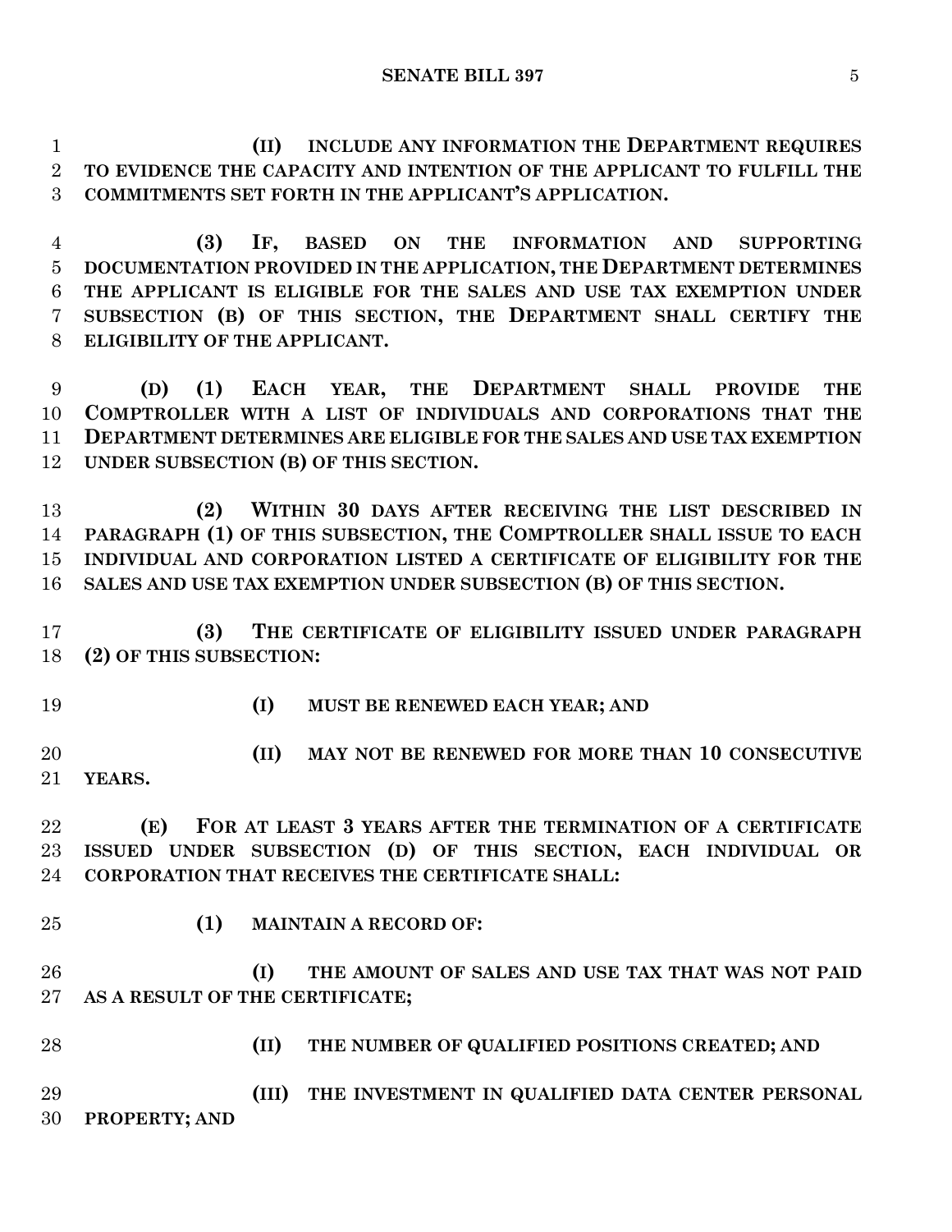**(II) INCLUDE ANY INFORMATION THE DEPARTMENT REQUIRES TO EVIDENCE THE CAPACITY AND INTENTION OF THE APPLICANT TO FULFILL THE COMMITMENTS SET FORTH IN THE APPLICANT'S APPLICATION.**

**(3) IF, BASED ON THE INFORMATION AND SUPPORTING DOCUMENTATION PROVIDED IN THE APPLICATION, THE DEPARTMENT DETERMINES THE APPLICANT IS ELIGIBLE FOR THE SALES AND USE TAX EXEMPTION UNDER SUBSECTION (B) OF THIS SECTION, THE DEPARTMENT SHALL CERTIFY THE ELIGIBILITY OF THE APPLICANT.**

**(D) (1) EACH YEAR, THE DEPARTMENT SHALL PROVIDE THE COMPTROLLER WITH A LIST OF INDIVIDUALS AND CORPORATIONS THAT THE DEPARTMENT DETERMINES ARE ELIGIBLE FOR THE SALES AND USE TAX EXEMPTION UNDER SUBSECTION (B) OF THIS SECTION.**

**(2) WITHIN 30 DAYS AFTER RECEIVING THE LIST DESCRIBED IN PARAGRAPH (1) OF THIS SUBSECTION, THE COMPTROLLER SHALL ISSUE TO EACH INDIVIDUAL AND CORPORATION LISTED A CERTIFICATE OF ELIGIBILITY FOR THE SALES AND USE TAX EXEMPTION UNDER SUBSECTION (B) OF THIS SECTION.**

**(3) THE CERTIFICATE OF ELIGIBILITY ISSUED UNDER PARAGRAPH (2) OF THIS SUBSECTION:**

**(I) MUST BE RENEWED EACH YEAR; AND**

**(II) MAY NOT BE RENEWED FOR MORE THAN 10 CONSECUTIVE YEARS.**

**(E) FOR AT LEAST 3 YEARS AFTER THE TERMINATION OF A CERTIFICATE ISSUED UNDER SUBSECTION (D) OF THIS SECTION, EACH INDIVIDUAL OR CORPORATION THAT RECEIVES THE CERTIFICATE SHALL:**

**(1) MAINTAIN A RECORD OF:**

**(I) THE AMOUNT OF SALES AND USE TAX THAT WAS NOT PAID AS A RESULT OF THE CERTIFICATE;**

**(II) THE NUMBER OF QUALIFIED POSITIONS CREATED; AND**

**(III) THE INVESTMENT IN QUALIFIED DATA CENTER PERSONAL PROPERTY; AND**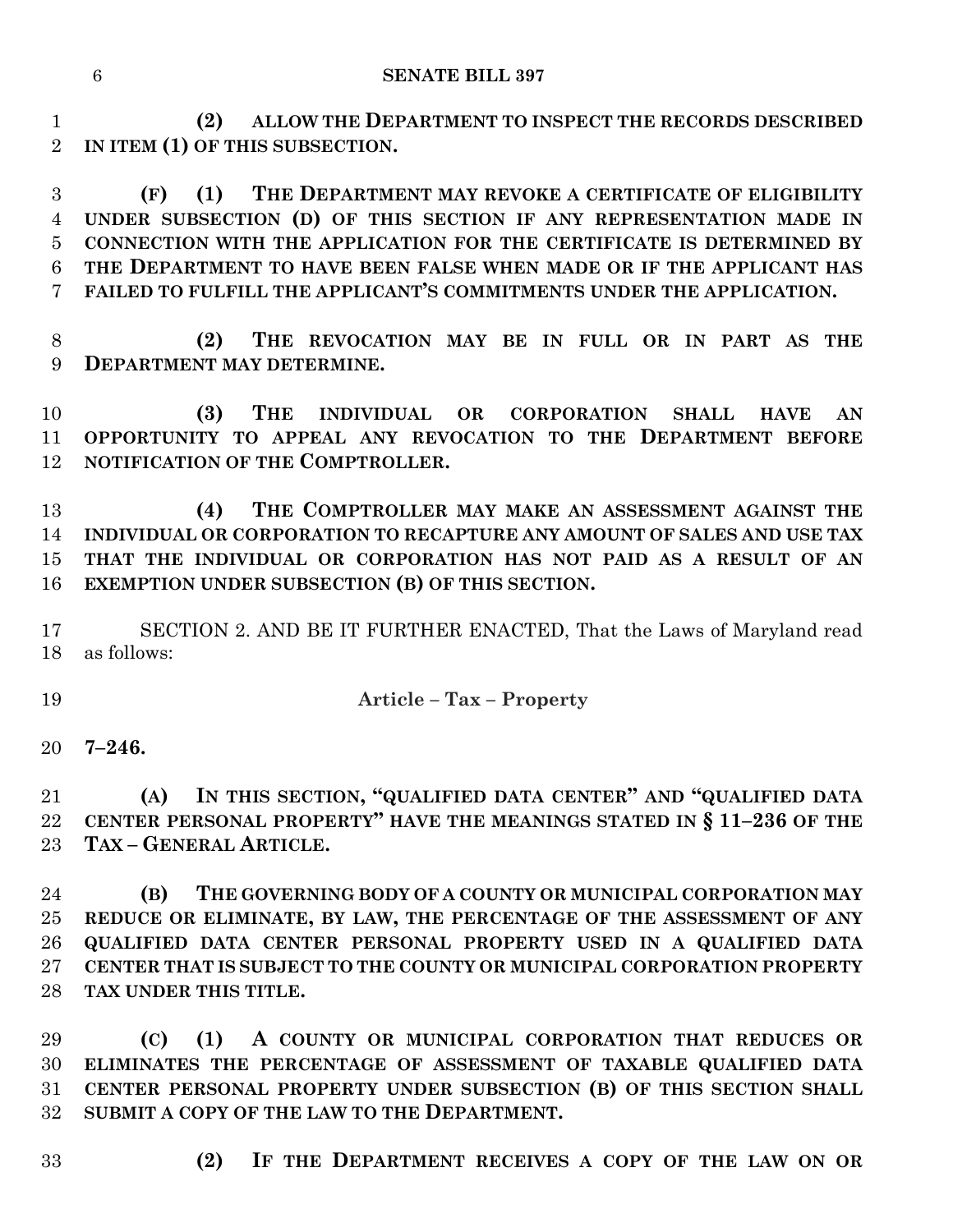**(2) ALLOW THE DEPARTMENT TO INSPECT THE RECORDS DESCRIBED IN ITEM (1) OF THIS SUBSECTION.**

**(F) (1) THE DEPARTMENT MAY REVOKE A CERTIFICATE OF ELIGIBILITY UNDER SUBSECTION (D) OF THIS SECTION IF ANY REPRESENTATION MADE IN CONNECTION WITH THE APPLICATION FOR THE CERTIFICATE IS DETERMINED BY THE DEPARTMENT TO HAVE BEEN FALSE WHEN MADE OR IF THE APPLICANT HAS FAILED TO FULFILL THE APPLICANT'S COMMITMENTS UNDER THE APPLICATION.**

**(2) THE REVOCATION MAY BE IN FULL OR IN PART AS THE DEPARTMENT MAY DETERMINE.**

**(3) THE INDIVIDUAL OR CORPORATION SHALL HAVE AN OPPORTUNITY TO APPEAL ANY REVOCATION TO THE DEPARTMENT BEFORE NOTIFICATION OF THE COMPTROLLER.**

**(4) THE COMPTROLLER MAY MAKE AN ASSESSMENT AGAINST THE INDIVIDUAL OR CORPORATION TO RECAPTURE ANY AMOUNT OF SALES AND USE TAX THAT THE INDIVIDUAL OR CORPORATION HAS NOT PAID AS A RESULT OF AN EXEMPTION UNDER SUBSECTION (B) OF THIS SECTION.**

SECTION 2. AND BE IT FURTHER ENACTED, That the Laws of Maryland read as follows:

**Article – Tax – Property**

**7–246.**

**(A) IN THIS SECTION, "QUALIFIED DATA CENTER" AND "QUALIFIED DATA CENTER PERSONAL PROPERTY" HAVE THE MEANINGS STATED IN § 11–236 OF THE TAX – GENERAL ARTICLE.**

**(B) THE GOVERNING BODY OF A COUNTY OR MUNICIPAL CORPORATION MAY REDUCE OR ELIMINATE, BY LAW, THE PERCENTAGE OF THE ASSESSMENT OF ANY QUALIFIED DATA CENTER PERSONAL PROPERTY USED IN A QUALIFIED DATA CENTER THAT IS SUBJECT TO THE COUNTY OR MUNICIPAL CORPORATION PROPERTY TAX UNDER THIS TITLE.**

**(C) (1) A COUNTY OR MUNICIPAL CORPORATION THAT REDUCES OR ELIMINATES THE PERCENTAGE OF ASSESSMENT OF TAXABLE QUALIFIED DATA CENTER PERSONAL PROPERTY UNDER SUBSECTION (B) OF THIS SECTION SHALL SUBMIT A COPY OF THE LAW TO THE DEPARTMENT.**

**(2) IF THE DEPARTMENT RECEIVES A COPY OF THE LAW ON OR**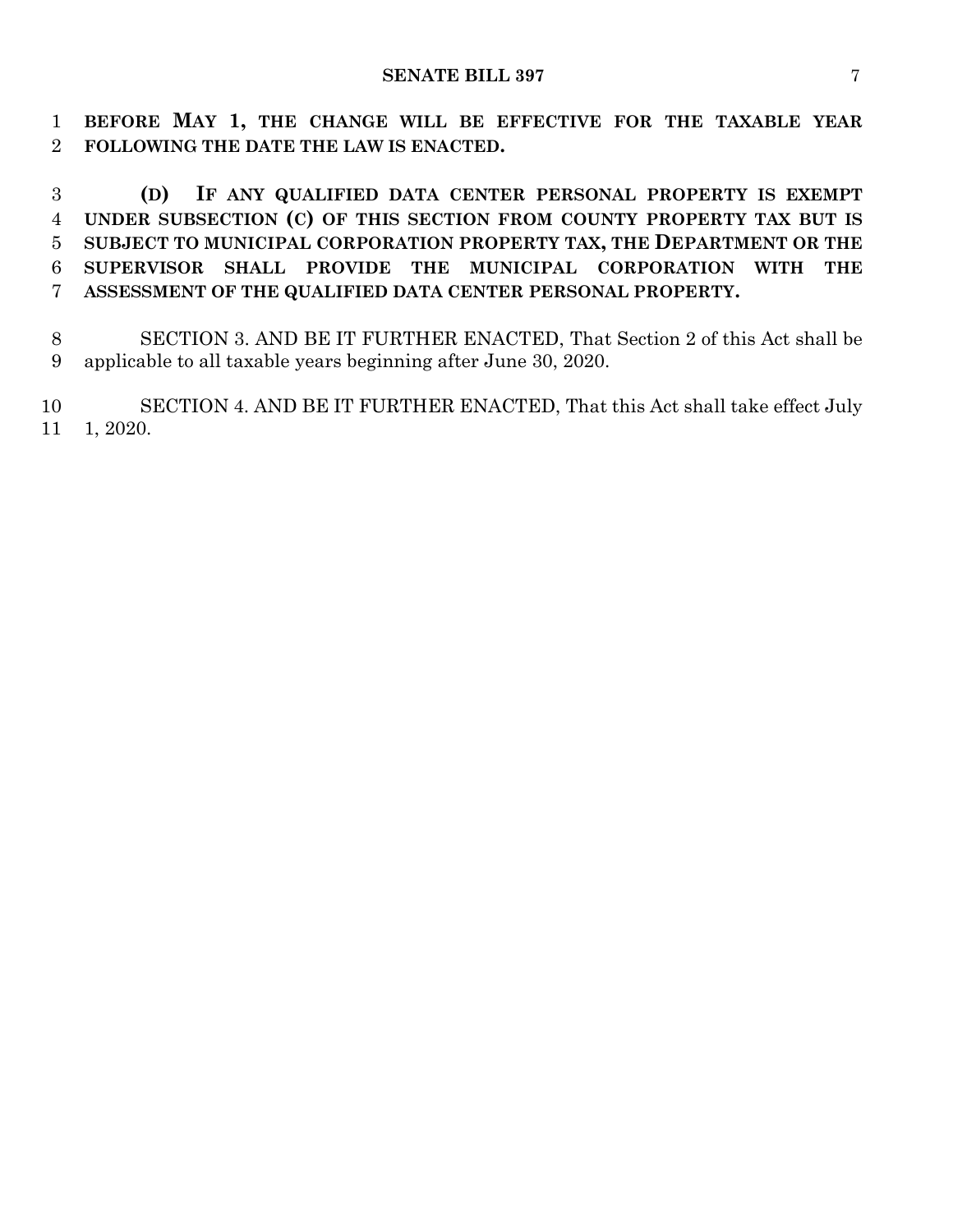**BEFORE MAY 1, THE CHANGE WILL BE EFFECTIVE FOR THE TAXABLE YEAR FOLLOWING THE DATE THE LAW IS ENACTED.**

**(D) IF ANY QUALIFIED DATA CENTER PERSONAL PROPERTY IS EXEMPT UNDER SUBSECTION (C) OF THIS SECTION FROM COUNTY PROPERTY TAX BUT IS SUBJECT TO MUNICIPAL CORPORATION PROPERTY TAX, THE DEPARTMENT OR THE SUPERVISOR SHALL PROVIDE THE MUNICIPAL CORPORATION WITH THE ASSESSMENT OF THE QUALIFIED DATA CENTER PERSONAL PROPERTY.**

SECTION 3. AND BE IT FURTHER ENACTED, That Section 2 of this Act shall be applicable to all taxable years beginning after June 30, 2020.

SECTION 4. AND BE IT FURTHER ENACTED, That this Act shall take effect July 1, 2020.